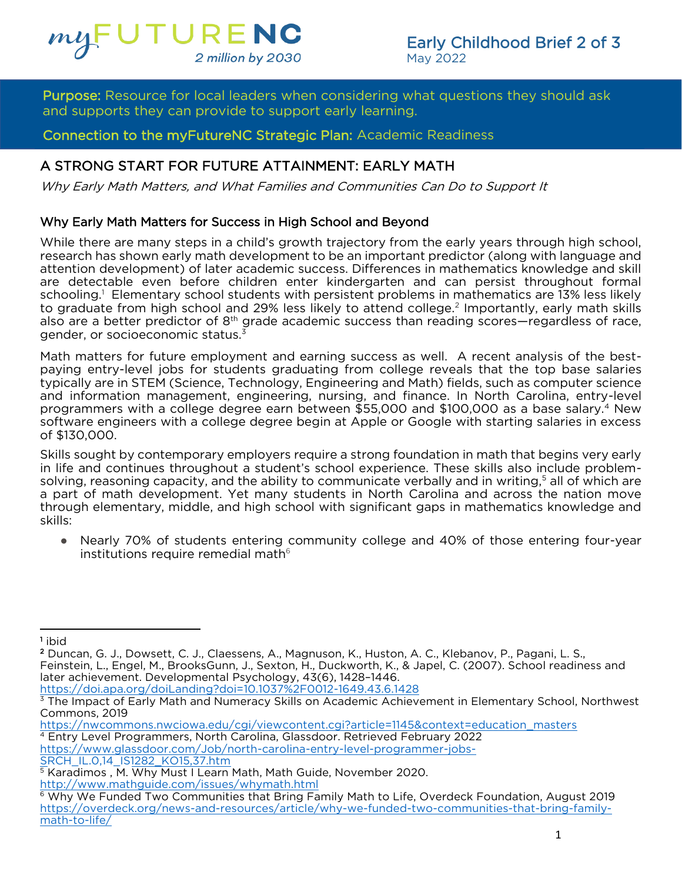myFUTURENC
2 million by 2030

Early Childhood Brief 2 of 3
May 2022

**Purpose:** Resource for local leaders when considering what questions they should ask and supports they can provide to support early learning.

**Connection to the myFutureNC Strategic Plan:** Academic Readiness

# A STRONG START FOR FUTURE ATTAINMENT: EARLY MATH

*Why Early Math Matters, and What Families and Communities Can Do to Support It*

## Why Early Math Matters for Success in High School and Beyond

While there are many steps in a child's growth trajectory from the early years through high school, research has shown early math development to be an important predictor (along with language and attention development) of later academic success. Differences in mathematics knowledge and skill are detectable even before children enter kindergarten and can persist throughout formal schooling.[1] Elementary school students with persistent problems in mathematics are 13% less likely to graduate from high school and 29% less likely to attend college.[2] Importantly, early math skills also are a better predictor of 8th grade academic success than reading scores—regardless of race, gender, or socioeconomic status.[3]

Math matters for future employment and earning success as well. A recent analysis of the best-paying entry-level jobs for students graduating from college reveals that the top base salaries typically are in STEM (Science, Technology, Engineering and Math) fields, such as computer science and information management, engineering, nursing, and finance. In North Carolina, entry-level programmers with a college degree earn between $55,000 and $100,000 as a base salary.[4] New software engineers with a college degree begin at Apple or Google with starting salaries in excess of $130,000.

Skills sought by contemporary employers require a strong foundation in math that begins very early in life and continues throughout a student's school experience. These skills also include problem-solving, reasoning capacity, and the ability to communicate verbally and in writing,[5] all of which are a part of math development. Yet many students in North Carolina and across the nation move through elementary, middle, and high school with significant gaps in mathematics knowledge and skills:

- Nearly 70% of students entering community college and 40% of those entering four-year institutions require remedial math[6]

---

[1] ibid

[2] Duncan, G. J., Dowsett, C. J., Claessens, A., Magnuson, K., Huston, A. C., Klebanov, P., Pagani, L. S., Feinstein, L., Engel, M., BrooksGunn, J., Sexton, H., Duckworth, K., & Japel, C. (2007). School readiness and later achievement. Developmental Psychology, 43(6), 1428–1446. https://doi.apa.org/doiLanding?doi=10.1037%2F0012-1649.43.6.1428

[3] The Impact of Early Math and Numeracy Skills on Academic Achievement in Elementary School, Northwest Commons, 2019 https://nwcommons.nwciowa.edu/cgi/viewcontent.cgi?article=1145&context=education_masters

[4] Entry Level Programmers, North Carolina, Glassdoor. Retrieved February 2022 https://www.glassdoor.com/Job/north-carolina-entry-level-programmer-jobs-SRCH_IL.0,14_IS1282_KO15,37.htm

[5] Karadimos , M. Why Must I Learn Math, Math Guide, November 2020. http://www.mathguide.com/issues/whymath.html

[6] Why We Funded Two Communities that Bring Family Math to Life, Overdeck Foundation, August 2019 https://overdeck.org/news-and-resources/article/why-we-funded-two-communities-that-bring-family-math-to-life/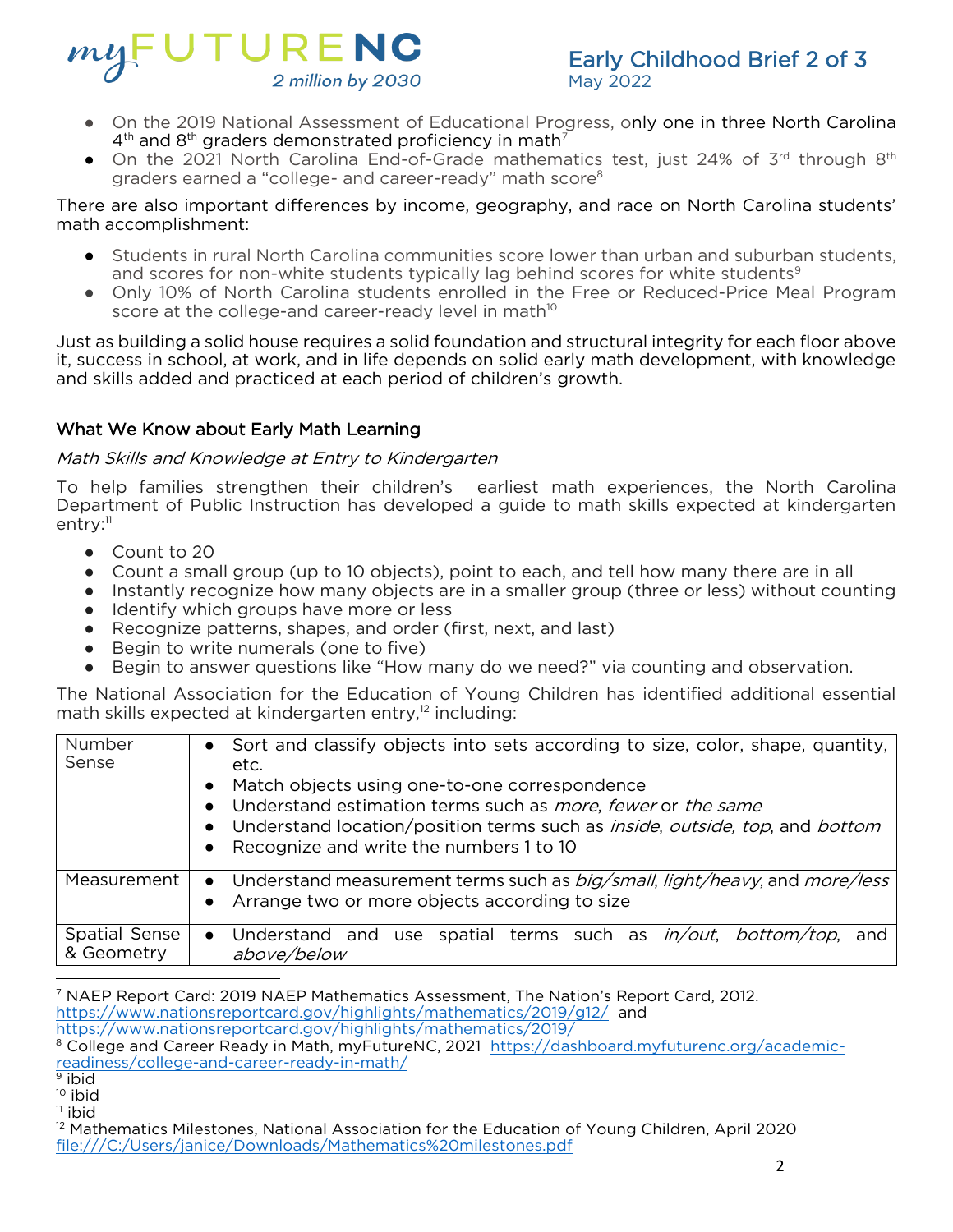- On the 2019 National Assessment of Educational Progress, only one in three North Carolina 4th and 8th graders demonstrated proficiency in math[7]
- On the 2021 North Carolina End-of-Grade mathematics test, just 24% of 3rd through 8th graders earned a "college- and career-ready" math score[8]

There are also important differences by income, geography, and race on North Carolina students' math accomplishment:

- Students in rural North Carolina communities score lower than urban and suburban students, and scores for non-white students typically lag behind scores for white students[9]
- Only 10% of North Carolina students enrolled in the Free or Reduced-Price Meal Program score at the college-and career-ready level in math[10]

Just as building a solid house requires a solid foundation and structural integrity for each floor above it, success in school, at work, and in life depends on solid early math development, with knowledge and skills added and practiced at each period of children's growth.

## What We Know about Early Math Learning

### *Math Skills and Knowledge at Entry to Kindergarten*

To help families strengthen their children's earliest math experiences, the North Carolina Department of Public Instruction has developed a guide to math skills expected at kindergarten entry:[11]

- Count to 20
- Count a small group (up to 10 objects), point to each, and tell how many there are in all
- Instantly recognize how many objects are in a smaller group (three or less) without counting
- Identify which groups have more or less
- Recognize patterns, shapes, and order (first, next, and last)
- Begin to write numerals (one to five)
- Begin to answer questions like "How many do we need?" via counting and observation.

The National Association for the Education of Young Children has identified additional essential math skills expected at kindergarten entry,[12] including:

| | |
|---|---|
| Number Sense | • Sort and classify objects into sets according to size, color, shape, quantity, etc.<br>• Match objects using one-to-one correspondence<br>• Understand estimation terms such as *more*, *fewer* or *the same*<br>• Understand location/position terms such as *inside*, *outside*, *top*, and *bottom*<br>• Recognize and write the numbers 1 to 10 |
| Measurement | • Understand measurement terms such as *big/small*, *light/heavy*, and *more/less*<br>• Arrange two or more objects according to size |
| Spatial Sense & Geometry | • Understand and use spatial terms such as *in/out*, *bottom/top*, and *above/below* |

---

[7] NAEP Report Card: 2019 NAEP Mathematics Assessment, The Nation's Report Card, 2012. https://www.nationsreportcard.gov/highlights/mathematics/2019/g12/ and https://www.nationsreportcard.gov/highlights/mathematics/2019/

[8] College and Career Ready in Math, myFutureNC, 2021 https://dashboard.myfuturenc.org/academic-readiness/college-and-career-ready-in-math/

[9] ibid

[10] ibid

[11] ibid

[12] Mathematics Milestones, National Association for the Education of Young Children, April 2020 file:///C:/Users/janice/Downloads/Mathematics%20milestones.pdf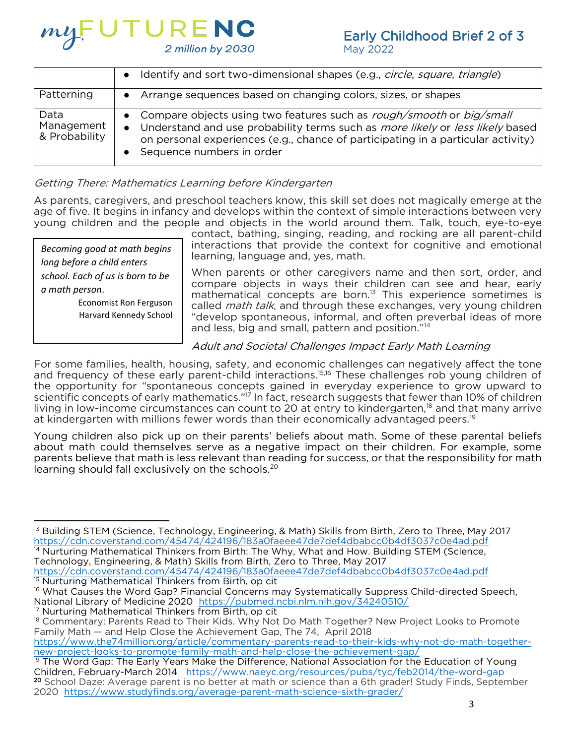| | |
|---|---|
| | • Identify and sort two-dimensional shapes (e.g., *circle*, *square*, *triangle*) |
| Patterning | • Arrange sequences based on changing colors, sizes, or shapes |
| Data Management & Probability | • Compare objects using two features such as *rough/smooth* or *big/small*<br>• Understand and use probability terms such as *more likely* or *less likely* based on personal experiences (e.g., chance of participating in a particular activity)<br>• Sequence numbers in order |

*Getting There: Mathematics Learning before Kindergarten*

As parents, caregivers, and preschool teachers know, this skill set does not magically emerge at the age of five. It begins in infancy and develops within the context of simple interactions between very young children and the people and objects in the world around them. Talk, touch, eye-to-eye contact, bathing, singing, reading, and rocking are all parent-child interactions that provide the context for cognitive and emotional learning, language and, yes, math.

> *Becoming good at math begins long before a child enters school. Each of us is born to be a math person.*
>
> Economist Ron Ferguson
> Harvard Kennedy School

When parents or other caregivers name and then sort, order, and compare objects in ways their children can see and hear, early mathematical concepts are born.[13] This experience sometimes is called *math talk*, and through these exchanges, very young children "develop spontaneous, informal, and often preverbal ideas of more and less, big and small, pattern and position."[14]

*Adult and Societal Challenges Impact Early Math Learning*

For some families, health, housing, safety, and economic challenges can negatively affect the tone and frequency of these early parent-child interactions.[15,16] These challenges rob young children of the opportunity for "spontaneous concepts gained in everyday experience to grow upward to scientific concepts of early mathematics."[17] In fact, research suggests that fewer than 10% of children living in low-income circumstances can count to 20 at entry to kindergarten,[18] and that many arrive at kindergarten with millions fewer words than their economically advantaged peers.[19]

Young children also pick up on their parents' beliefs about math. Some of these parental beliefs about math could themselves serve as a negative impact on their children. For example, some parents believe that math is less relevant than reading for success, or that the responsibility for math learning should fall exclusively on the schools.[20]

---

[13] Building STEM (Science, Technology, Engineering, & Math) Skills from Birth, Zero to Three, May 2017 https://cdn.coverstand.com/45474/424196/183a0faeee47de7def4dbabcc0b4df3037c0e4ad.pdf

[14] Nurturing Mathematical Thinkers from Birth: The Why, What and How. Building STEM (Science, Technology, Engineering, & Math) Skills from Birth, Zero to Three, May 2017 https://cdn.coverstand.com/45474/424196/183a0faeee47de7def4dbabcc0b4df3037c0e4ad.pdf

[15] Nurturing Mathematical Thinkers from Birth, op cit

[16] What Causes the Word Gap? Financial Concerns may Systematically Suppress Child-directed Speech, National Library of Medicine 2020 https://pubmed.ncbi.nlm.nih.gov/34240510/

[17] Nurturing Mathematical Thinkers from Birth, op cit

[18] Commentary: Parents Read to Their Kids. Why Not Do Math Together? New Project Looks to Promote Family Math — and Help Close the Achievement Gap, The 74, April 2018 https://www.the74million.org/article/commentary-parents-read-to-their-kids-why-not-do-math-together-new-project-looks-to-promote-family-math-and-help-close-the-achievement-gap/

[19] The Word Gap: The Early Years Make the Difference, National Association for the Education of Young Children, February-March 2014 https://www.naeyc.org/resources/pubs/tyc/feb2014/the-word-gap

[20] School Daze: Average parent is no better at math or science than a 6th grader! Study Finds, September 2020 https://www.studyfinds.org/average-parent-math-science-sixth-grader/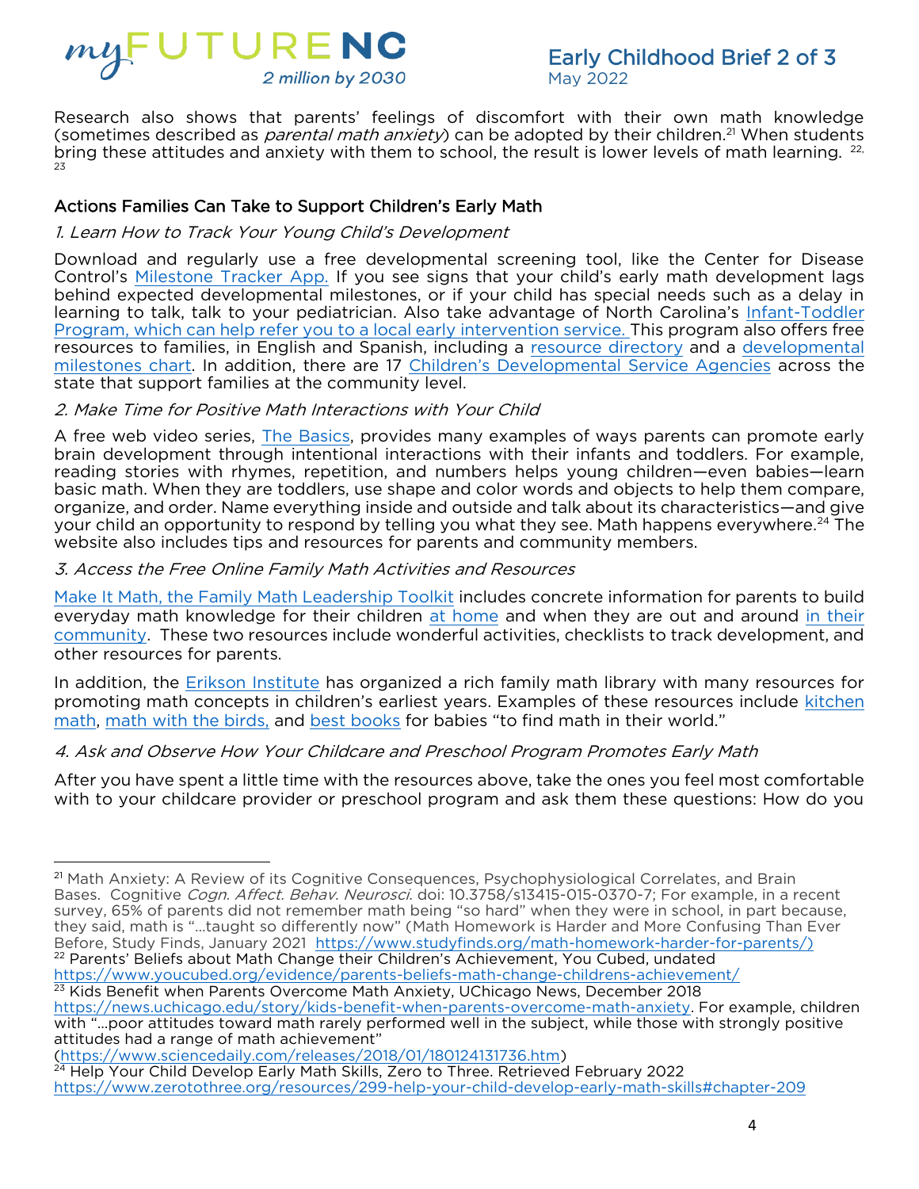Research also shows that parents' feelings of discomfort with their own math knowledge (sometimes described as *parental math anxiety*) can be adopted by their children.[21] When students bring these attitudes and anxiety with them to school, the result is lower levels of math learning.[22, 23]

### Actions Families Can Take to Support Children's Early Math

*1. Learn How to Track Your Young Child's Development*

Download and regularly use a free developmental screening tool, like the Center for Disease Control's Milestone Tracker App. If you see signs that your child's early math development lags behind expected developmental milestones, or if your child has special needs such as a delay in learning to talk, talk to your pediatrician. Also take advantage of North Carolina's Infant-Toddler Program, which can help refer you to a local early intervention service. This program also offers free resources to families, in English and Spanish, including a resource directory and a developmental milestones chart. In addition, there are 17 Children's Developmental Service Agencies across the state that support families at the community level.

*2. Make Time for Positive Math Interactions with Your Child*

A free web video series, The Basics, provides many examples of ways parents can promote early brain development through intentional interactions with their infants and toddlers. For example, reading stories with rhymes, repetition, and numbers helps young children—even babies—learn basic math. When they are toddlers, use shape and color words and objects to help them compare, organize, and order. Name everything inside and outside and talk about its characteristics—and give your child an opportunity to respond by telling you what they see. Math happens everywhere.[24] The website also includes tips and resources for parents and community members.

*3. Access the Free Online Family Math Activities and Resources*

Make It Math, the Family Math Leadership Toolkit includes concrete information for parents to build everyday math knowledge for their children at home and when they are out and around in their community. These two resources include wonderful activities, checklists to track development, and other resources for parents.

In addition, the Erikson Institute has organized a rich family math library with many resources for promoting math concepts in children's earliest years. Examples of these resources include kitchen math, math with the birds, and best books for babies "to find math in their world."

*4. Ask and Observe How Your Childcare and Preschool Program Promotes Early Math*

After you have spent a little time with the resources above, take the ones you feel most comfortable with to your childcare provider or preschool program and ask them these questions: How do you

---

[21] Math Anxiety: A Review of its Cognitive Consequences, Psychophysiological Correlates, and Brain Bases. Cognitive *Cogn. Affect. Behav. Neurosci*. doi: 10.3758/s13415-015-0370-7; For example, in a recent survey, 65% of parents did not remember math being "so hard" when they were in school, in part because, they said, math is "…taught so differently now" (Math Homework is Harder and More Confusing Than Ever Before, Study Finds, January 2021 https://www.studyfinds.org/math-homework-harder-for-parents/)

[22] Parents' Beliefs about Math Change their Children's Achievement, You Cubed, undated https://www.youcubed.org/evidence/parents-beliefs-math-change-childrens-achievement/

[23] Kids Benefit when Parents Overcome Math Anxiety, UChicago News, December 2018 https://news.uchicago.edu/story/kids-benefit-when-parents-overcome-math-anxiety. For example, children with "…poor attitudes toward math rarely performed well in the subject, while those with strongly positive attitudes had a range of math achievement" (https://www.sciencedaily.com/releases/2018/01/180124131736.htm)

[24] Help Your Child Develop Early Math Skills, Zero to Three. Retrieved February 2022 https://www.zerotothree.org/resources/299-help-your-child-develop-early-math-skills#chapter-209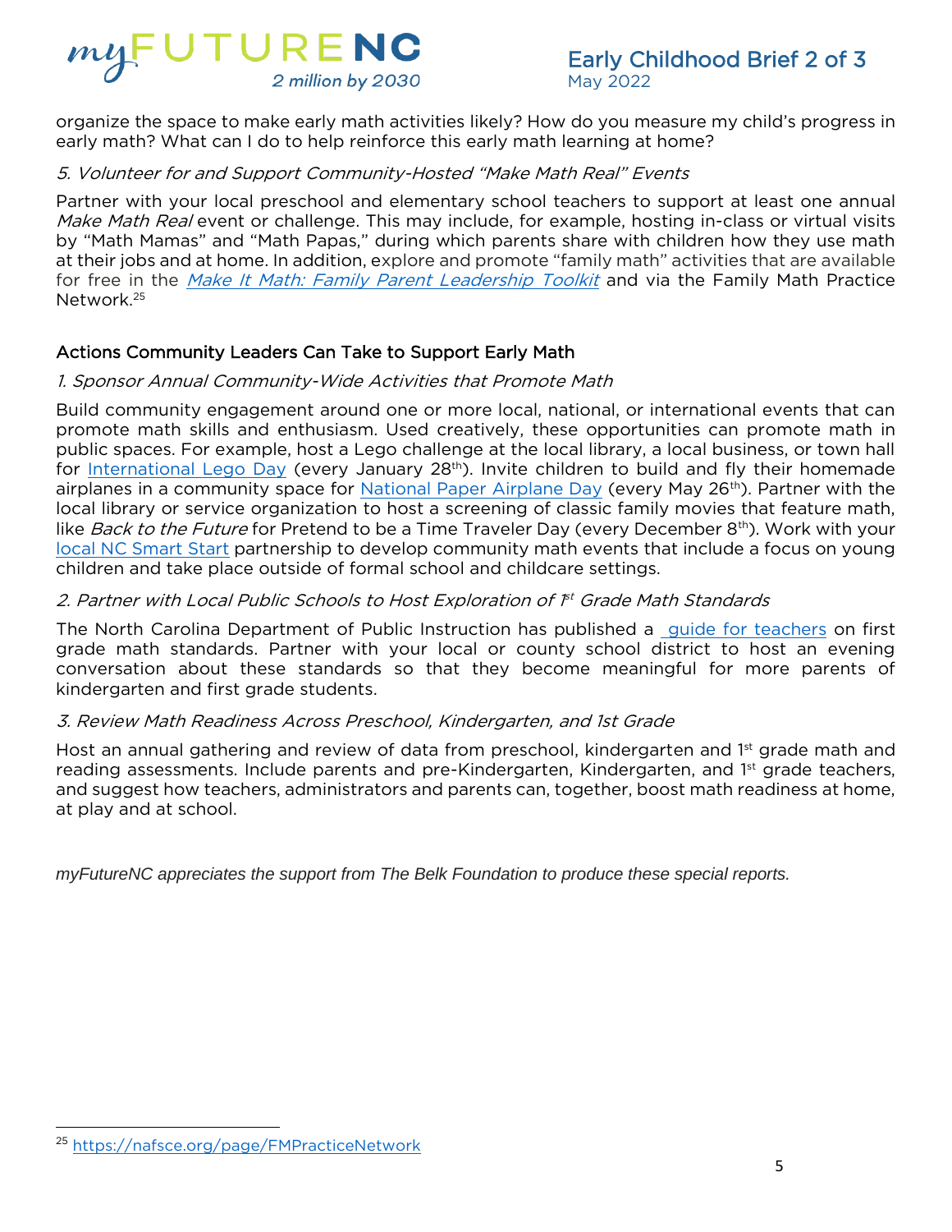organize the space to make early math activities likely? How do you measure my child's progress in early math? What can I do to help reinforce this early math learning at home?

*5. Volunteer for and Support Community-Hosted "Make Math Real" Events*

Partner with your local preschool and elementary school teachers to support at least one annual *Make Math Real* event or challenge. This may include, for example, hosting in-class or virtual visits by "Math Mamas" and "Math Papas," during which parents share with children how they use math at their jobs and at home. In addition, explore and promote "family math" activities that are available for free in the *Make It Math: Family Parent Leadership Toolkit* and via the Family Math Practice Network.[25]

### Actions Community Leaders Can Take to Support Early Math

*1. Sponsor Annual Community-Wide Activities that Promote Math*

Build community engagement around one or more local, national, or international events that can promote math skills and enthusiasm. Used creatively, these opportunities can promote math in public spaces. For example, host a Lego challenge at the local library, a local business, or town hall for International Lego Day (every January 28th). Invite children to build and fly their homemade airplanes in a community space for National Paper Airplane Day (every May 26th). Partner with the local library or service organization to host a screening of classic family movies that feature math, like *Back to the Future* for Pretend to be a Time Traveler Day (every December 8th). Work with your local NC Smart Start partnership to develop community math events that include a focus on young children and take place outside of formal school and childcare settings.

*2. Partner with Local Public Schools to Host Exploration of 1st Grade Math Standards*

The North Carolina Department of Public Instruction has published a guide for teachers on first grade math standards. Partner with your local or county school district to host an evening conversation about these standards so that they become meaningful for more parents of kindergarten and first grade students.

*3. Review Math Readiness Across Preschool, Kindergarten, and 1st Grade*

Host an annual gathering and review of data from preschool, kindergarten and 1st grade math and reading assessments. Include parents and pre-Kindergarten, Kindergarten, and 1st grade teachers, and suggest how teachers, administrators and parents can, together, boost math readiness at home, at play and at school.

*myFutureNC appreciates the support from The Belk Foundation to produce these special reports.*

---

[25] https://nafsce.org/page/FMPracticeNetwork